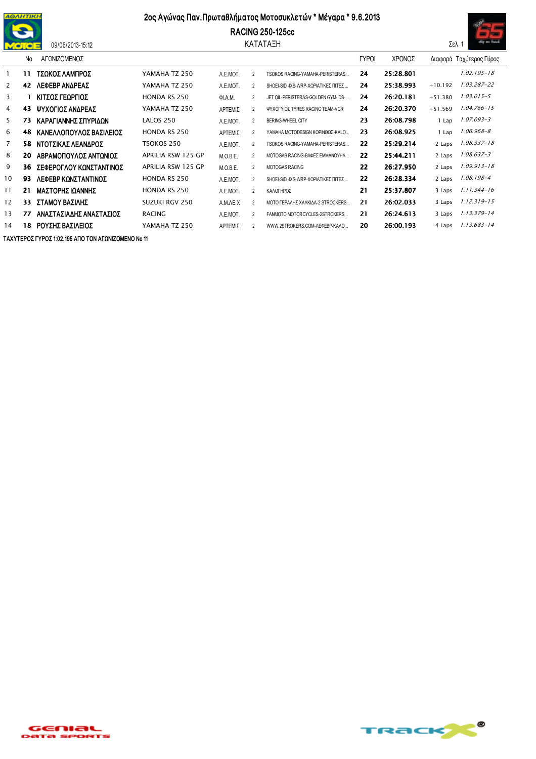# 2ος Αγώνας Παν.Πρωταθλήματος Μοτοσυκλετών * Μέγαρα * 9.6.2013

## RACING 250-125cc

### ΚΑΤΑΤΑΞΗ

09/06/2013-15:12

Σελ. 1

| | No | ΑΓΩΝΙΖΟΜΕΝΟΣ | | | | | ΓΥΡΟΙ | ΧΡΟΝΟΣ | Διαφορά | Ταχύτερος Γύρος |
|---|---|---|---|---|---|---|---|---|---|---|
| 1 | 11 | ΤΣΩΚΟΣ ΛΑΜΠΡΟΣ | YAMAHA TZ 250 | Λ.Ε.ΜΟΤ. | 2 | TSOKOS RACING-YAMAHA-PERISTERAS... | 24 | 25:28.801 | | 1:02.195-18 |
| 2 | 42 | ΛΕΦΕΒΡ ΑΝΔΡΕΑΣ | YAMAHA TZ 250 | Λ.Ε.ΜΟΤ. | 2 | SHOEI-SIDI-IXS-WRP-ΧΩΡΙΑΤΙΚΕΣ ΠΙΤΕΣ ... | 24 | 25:38.993 | +10.192 | 1:03.287-22 |
| 3 | 1 | ΚΙΤΣΟΣ ΓΕΩΡΓΙΟΣ | HONDA RS 250 | Φ.Ι.Α.Μ. | 2 | JET OIL-PERISTERAS-GOLDEN GYM-IDS-... | 24 | 26:20.181 | +51.380 | 1:03.015-5 |
| 4 | 43 | ΨΥΧΟΓΙΟΣ ΑΝΔΡΕΑΣ | YAMAHA TZ 250 | ΑΡΤΕΜΙΣ | 2 | ΨΥΧΟΓΥΙΟΣ TYRES RACING TEAM-VGR | 24 | 26:20.370 | +51.569 | 1:04.766-15 |
| 5 | 73 | ΚΑΡΑΓΙΑΝΝΗΣ ΣΠΥΡΙΔΩΝ | LALOS 250 | Λ.Ε.ΜΟΤ. | 2 | BERING-WHEEL CITY | 23 | 26:08.798 | 1 Lap | 1:07.093-3 |
| 6 | 48 | ΚΑΝΕΛΛΟΠΟΥΛΟΣ ΒΑΣΙΛΕΙΟΣ | HONDA RS 250 | ΑΡΤΕΜΙΣ | 2 | YAMAHA MOTODESIGN ΚΟΡΙΝΘΟΣ-ΚΑΛΟ... | 23 | 26:08.925 | 1 Lap | 1:06.968-8 |
| 7 | 58 | ΝΤΟΤΣΙΚΑΣ ΛΕΑΝΔΡΟΣ | TSOKOS 250 | Λ.Ε.ΜΟΤ. | 2 | TSOKOS RACING-YAMAHA-PERISTERAS... | 22 | 25:29.214 | 2 Laps | 1:08.337-18 |
| 8 | 20 | ΑΒΡΑΜΟΠΟΥΛΟΣ ΑΝΤΩΝΙΟΣ | APRILIA RSW 125 GP | Μ.Ο.Β.Ε. | 2 | MOTOGAS RACING-ΒΑΦΕΣ ΕΜΜΑΝΟΥΗΛ... | 22 | 25:44.211 | 2 Laps | 1:08.637-3 |
| 9 | 36 | ΣΕΦΕΡΟΓΛΟΥ ΚΩΝΣΤΑΝΤΙΝΟΣ | APRILIA RSW 125 GP | Μ.Ο.Β.Ε. | 2 | MOTOGAS RACING | 22 | 26:27.950 | 2 Laps | 1:09.913-18 |
| 10 | 93 | ΛΕΦΕΒΡ ΚΩΝΣΤΑΝΤΙΝΟΣ | HONDA RS 250 | Λ.Ε.ΜΟΤ. | 2 | SHOEI-SIDI-IXS-WRP-ΧΩΡΙΑΤΙΚΕΣ ΠΙΤΕΣ ... | 22 | 26:28.334 | 2 Laps | 1:08.198-4 |
| 11 | 21 | ΜΑΣΤΟΡΗΣ ΙΩΑΝΝΗΣ | HONDA RS 250 | Λ.Ε.ΜΟΤ. | 2 | ΚΑΛΟΓΗΡΟΣ | 21 | 25:37.807 | 3 Laps | 1:11.344-16 |
| 12 | 33 | ΣΤΑΜΟΥ ΒΑΣΙΛΗΣ | SUZUKI RGV 250 | Α.Μ.Λ.Ε.Χ | 2 | ΜΟΤΟ ΓΕΡΑΛΗΣ ΧΑΛΚΙΔΑ-2 STROCKERS... | 21 | 26:02.033 | 3 Laps | 1:12.319-15 |
| 13 | 77 | ΑΝΑΣΤΑΣΙΑΔΗΣ ΑΝΑΣΤΑΣΙΟΣ | RACING | Λ.Ε.ΜΟΤ. | 2 | FANMOTO MOTORCYCLES-2STROKERS... | 21 | 26:24.613 | 3 Laps | 1:13.379-14 |
| 14 | 18 | ΡΟΥΣΗΣ ΒΑΣΙΛΕΙΟΣ | YAMAHA TZ 250 | ΑΡΤΕΜΙΣ | 2 | WWW.2STROKERS.COM-ΛΕΦΕΒΡ-ΚΑΛΟ... | 20 | 26:00.193 | 4 Laps | 1:13.683-14 |

ΤΑΧΥΤΕΡΟΣ ΓΥΡΟΣ 1:02.195 ΑΠΟ ΤΟΝ ΑΓΩΝΙΖΟΜΕΝΟ Νο 11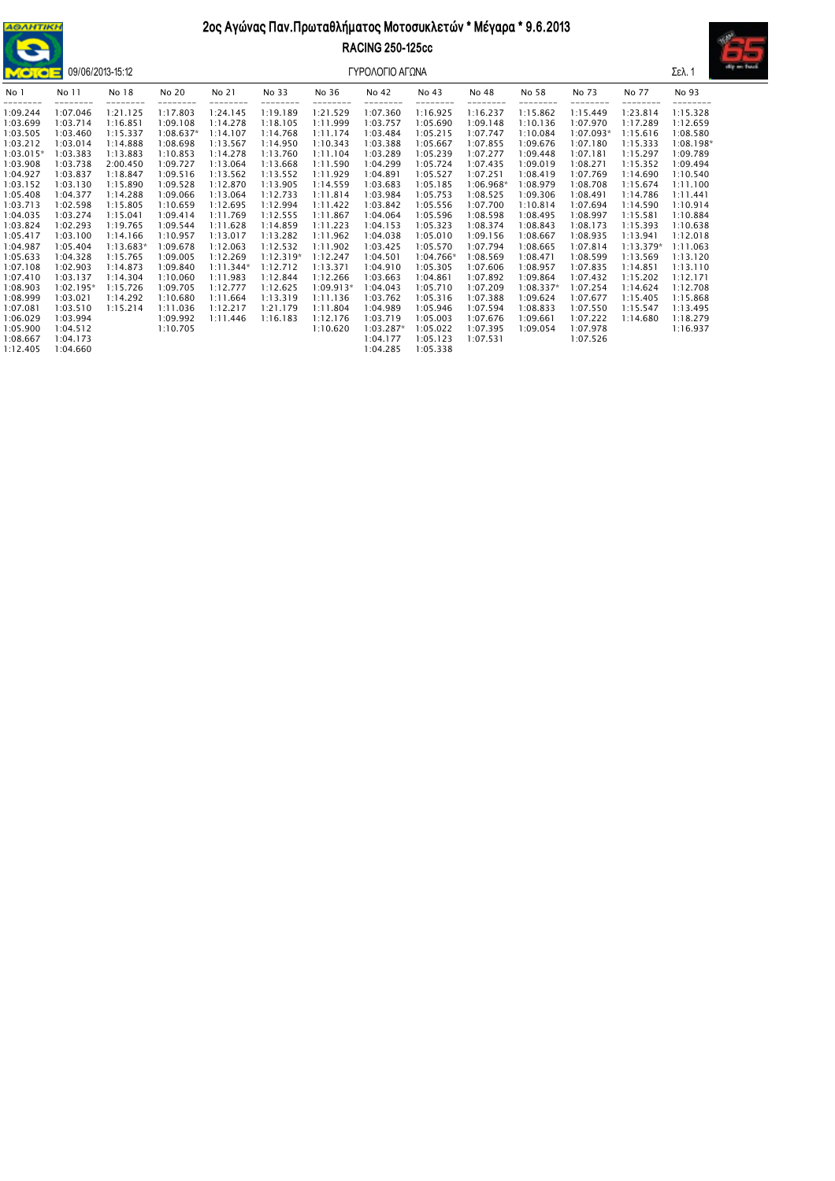# 2ος Αγώνας Παν.Πρωταθλήματος Μοτοσυκλετών * Μέγαρα * 9.6.2013

## RACING 250-125cc

09/06/2013-15:12

ΓΥΡΟΛΟΓΙΟ ΑΓΩΝΑ

| No 1 | No 11 | No 18 | No 20 | No 21 | No 33 | No 36 | No 42 | No 43 | No 48 | No 58 | No 73 | No 77 | No 93 |
|---|---|---|---|---|---|---|---|---|---|---|---|---|---|
| 1:09.244 | 1:07.046 | 1:21.125 | 1:17.803 | 1:24.145 | 1:19.189 | 1:21.529 | 1:07.360 | 1:16.925 | 1:16.237 | 1:15.862 | 1:15.449 | 1:23.814 | 1:15.328 |
| 1:03.699 | 1:03.714 | 1:16.851 | 1:09.108 | 1:14.278 | 1:18.105 | 1:11.999 | 1:03.757 | 1:05.690 | 1:09.148 | 1:10.136 | 1:07.970 | 1:17.289 | 1:12.659 |
| 1:03.505 | 1:03.460 | 1:15.337 | 1:08.637* | 1:14.107 | 1:14.768 | 1:11.174 | 1:03.484 | 1:05.215 | 1:07.747 | 1:10.084 | 1:07.093* | 1:15.616 | 1:08.580 |
| 1:03.212 | 1:03.014 | 1:14.888 | 1:08.698 | 1:13.567 | 1:14.950 | 1:10.343 | 1:03.388 | 1:05.667 | 1:07.855 | 1:09.676 | 1:07.180 | 1:15.333 | 1:08.198* |
| 1:03.015* | 1:03.383 | 1:13.883 | 1:10.853 | 1:14.278 | 1:13.760 | 1:11.104 | 1:03.289 | 1:05.239 | 1:07.277 | 1:09.448 | 1:07.181 | 1:15.297 | 1:09.789 |
| 1:03.908 | 1:03.738 | 2:00.450 | 1:09.727 | 1:13.064 | 1:13.668 | 1:11.590 | 1:04.299 | 1:05.724 | 1:07.435 | 1:09.019 | 1:08.271 | 1:15.352 | 1:09.494 |
| 1:04.927 | 1:03.837 | 1:18.847 | 1:09.516 | 1:13.562 | 1:13.552 | 1:11.929 | 1:04.891 | 1:05.527 | 1:07.251 | 1:08.419 | 1:07.769 | 1:14.690 | 1:10.540 |
| 1:05.408 | 1:04.377 | 1:14.288 | 1:09.066 | 1:13.064 | 1:12.733 | 1:11.814 | 1:03.984 | 1:05.753 | 1:08.525 | 1:09.306 | 1:08.491 | 1:14.786 | 1:11.441 |
| 1:03.152 | 1:03.130 | 1:15.890 | 1:09.528 | 1:12.870 | 1:13.905 | 1:14.559 | 1:03.683 | 1:05.185 | 1:06.968* | 1:08.979 | 1:08.708 | 1:15.674 | 1:11.100 |
| 1:03.713 | 1:02.598 | 1:15.805 | 1:10.659 | 1:12.695 | 1:12.994 | 1:11.422 | 1:03.842 | 1:05.556 | 1:07.700 | 1:10.814 | 1:07.694 | 1:14.590 | 1:10.914 |
| 1:04.035 | 1:03.274 | 1:15.041 | 1:09.414 | 1:11.769 | 1:12.555 | 1:11.867 | 1:04.064 | 1:05.596 | 1:08.598 | 1:08.495 | 1:08.997 | 1:15.581 | 1:10.884 |
| 1:03.824 | 1:02.293 | 1:19.765 | 1:09.544 | 1:11.628 | 1:14.859 | 1:11.223 | 1:04.153 | 1:05.323 | 1:08.374 | 1:08.843 | 1:08.173 | 1:15.393 | 1:10.638 |
| 1:05.417 | 1:03.100 | 1:14.166 | 1:10.957 | 1:13.017 | 1:13.282 | 1:11.962 | 1:04.038 | 1:05.010 | 1:09.156 | 1:08.667 | 1:08.935 | 1:13.941 | 1:12.018 |
| 1:04.987 | 1:05.404 | 1:13.683* | 1:09.678 | 1:12.063 | 1:12.532 | 1:11.902 | 1:03.425 | 1:05.570 | 1:07.794 | 1:08.665 | 1:07.814 | 1:13.379* | 1:11.063 |
| 1:05.633 | 1:04.328 | 1:15.765 | 1:09.005 | 1:12.269 | 1:12.319* | 1:12.247 | 1:04.501 | 1:04.766* | 1:08.569 | 1:08.471 | 1:08.599 | 1:13.569 | 1:13.120 |
| 1:07.108 | 1:02.903 | 1:14.873 | 1:09.840 | 1:11.344* | 1:12.712 | 1:13.371 | 1:04.910 | 1:05.305 | 1:07.606 | 1:08.957 | 1:07.835 | 1:14.851 | 1:13.110 |
| 1:07.410 | 1:03.137 | 1:14.304 | 1:10.060 | 1:11.983 | 1:12.844 | 1:12.266 | 1:03.663 | 1:04.861 | 1:07.892 | 1:09.864 | 1:07.432 | 1:15.202 | 1:12.171 |
| 1:08.903 | 1:02.195* | 1:15.726 | 1:09.705 | 1:12.777 | 1:12.625 | 1:09.913* | 1:04.043 | 1:05.710 | 1:07.209 | 1:08.337* | 1:07.254 | 1:14.624 | 1:12.708 |
| 1:08.999 | 1:03.021 | 1:14.292 | 1:10.680 | 1:11.664 | 1:13.319 | 1:11.136 | 1:03.762 | 1:05.316 | 1:07.388 | 1:09.624 | 1:07.677 | 1:15.405 | 1:15.868 |
| 1:07.081 | 1:03.510 | 1:15.214 | 1:11.036 | 1:12.217 | 1:21.179 | 1:11.804 | 1:04.989 | 1:05.946 | 1:07.594 | 1:08.833 | 1:07.550 | 1:15.547 | 1:13.495 |
| 1:06.029 | 1:03.994 | | 1:09.992 | 1:11.446 | 1:16.183 | 1:12.176 | 1:03.719 | 1:05.003 | 1:07.676 | 1:09.661 | 1:07.222 | 1:14.680 | 1:18.279 |
| 1:05.900 | 1:04.512 | | 1:10.705 | | | 1:10.620 | 1:03.287* | 1:05.022 | 1:07.395 | 1:09.054 | 1:07.978 | | 1:16.937 |
| 1:08.667 | 1:04.173 | | | | | | 1:04.177 | 1:05.123 | 1:07.531 | | 1:07.526 | | |
| 1:12.405 | 1:04.660 | | | | | | 1:04.285 | 1:05.338 | | | | | |